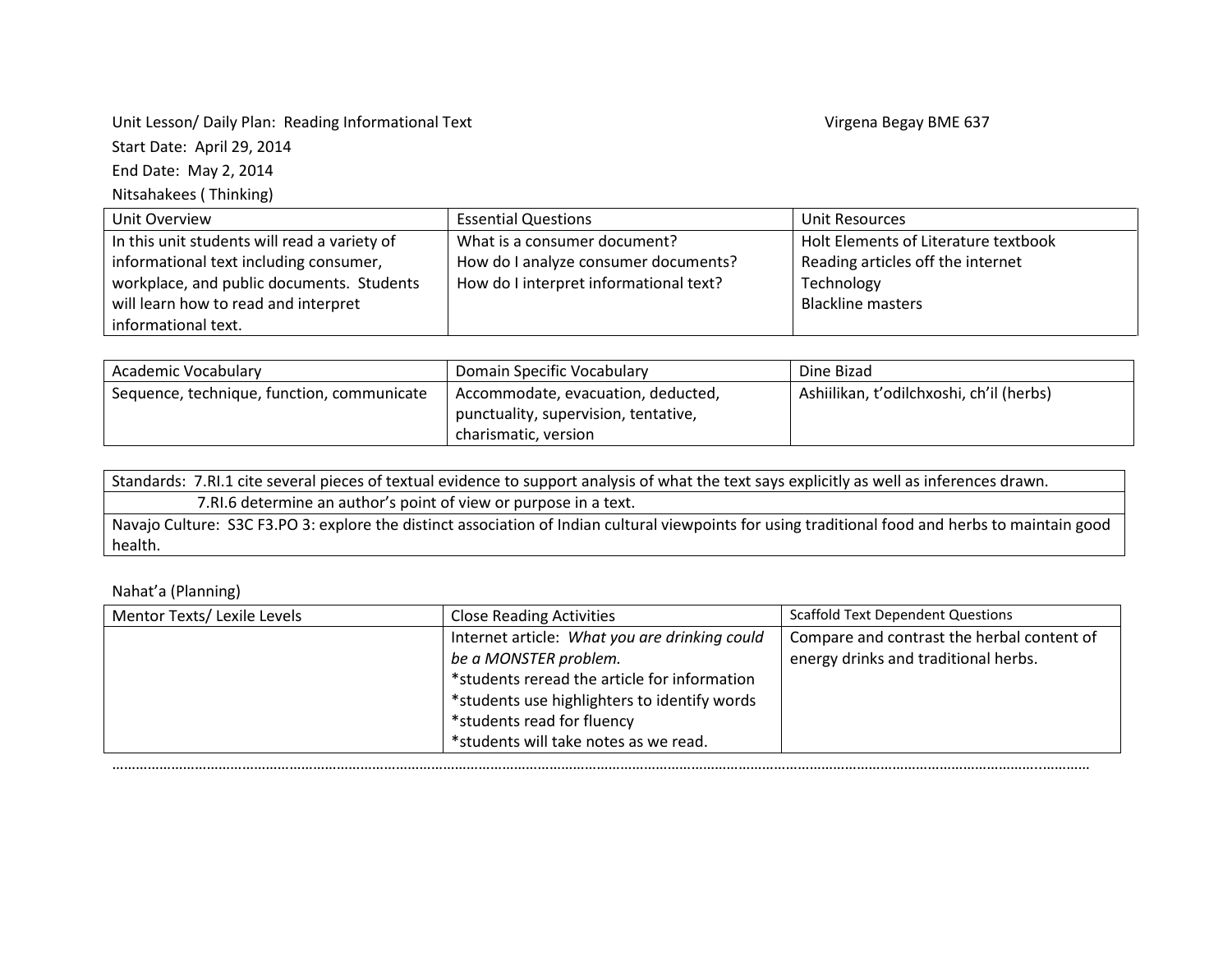Unit Lesson/ Daily Plan: Reading Informational Text — Virgena Begay BME 637

Start Date: April 29, 2014

End Date: May 2, 2014

Nitsahakees ( Thinking)

| Unit Overview | Essential Questions | Unit Resources |
|---|---|---|
| In this unit students will read a variety of informational text including consumer, workplace, and public documents. Students will learn how to read and interpret informational text. | What is a consumer document?<br>How do I analyze consumer documents?<br>How do I interpret informational text? | Holt Elements of Literature textbook<br>Reading articles off the internet<br>Technology<br>Blackline masters |

| Academic Vocabulary | Domain Specific Vocabulary | Dine Bizad |
|---|---|---|
| Sequence, technique, function, communicate | Accommodate, evacuation, deducted, punctuality, supervision, tentative, charismatic, version | Ashiilikan, t'odilchxoshi, ch'il (herbs) |

| Standards: 7.RI.1 cite several pieces of textual evidence to support analysis of what the text says explicitly as well as inferences drawn. |
|---|
| 7.RI.6 determine an author's point of view or purpose in a text. |
| Navajo Culture: S3C F3.PO 3: explore the distinct association of Indian cultural viewpoints for using traditional food and herbs to maintain good health. |

Nahat'a (Planning)

| Mentor Texts/ Lexile Levels | Close Reading Activities | Scaffold Text Dependent Questions |
|---|---|---|
| | Internet article: *What you are drinking could be a MONSTER problem.*<br>*students reread the article for information<br>*students use highlighters to identify words<br>*students read for fluency<br>*students will take notes as we read. | Compare and contrast the herbal content of energy drinks and traditional herbs. |

……………………………………………………………………………………………………………………………………………………………………………………………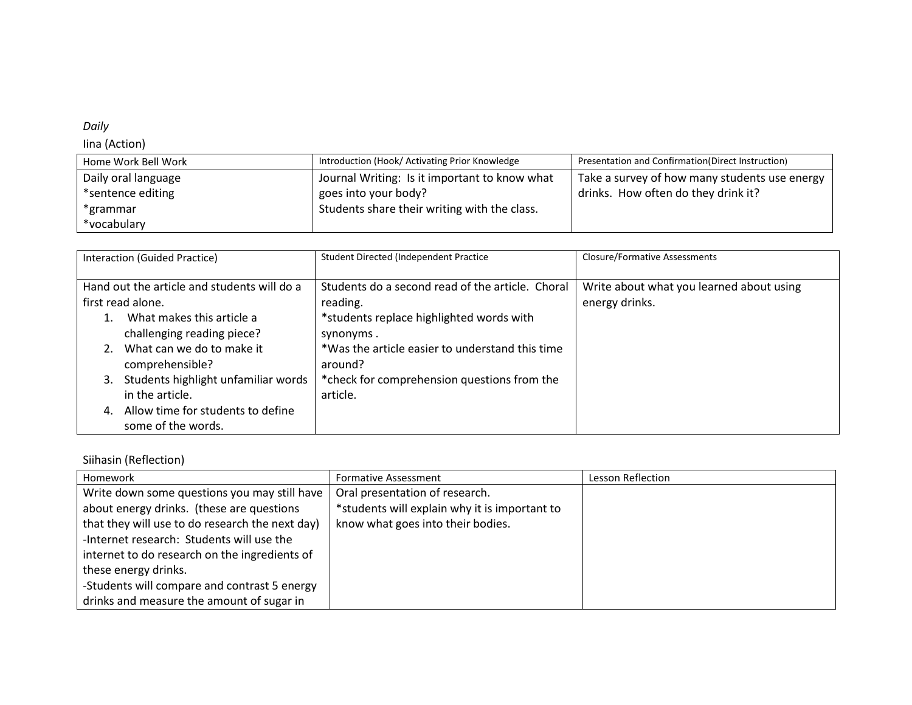*Daily*

Iina (Action)

| Home Work Bell Work | Introduction (Hook/ Activating Prior Knowledge | Presentation and Confirmation(Direct Instruction) |
|---|---|---|
| Daily oral language<br>*sentence editing<br>*grammar<br>*vocabulary | Journal Writing: Is it important to know what goes into your body?<br>Students share their writing with the class. | Take a survey of how many students use energy drinks. How often do they drink it? |

| Interaction (Guided Practice) | Student Directed (Independent Practice | Closure/Formative Assessments |
|---|---|---|
| Hand out the article and students will do a first read alone.<br>1. What makes this article a challenging reading piece?<br>2. What can we do to make it comprehensible?<br>3. Students highlight unfamiliar words in the article.<br>4. Allow time for students to define some of the words. | Students do a second read of the article. Choral reading.<br>*students replace highlighted words with synonyms .<br>*Was the article easier to understand this time around?<br>*check for comprehension questions from the article. | Write about what you learned about using energy drinks. |

Siihasin (Reflection)

| Homework | Formative Assessment | Lesson Reflection |
|---|---|---|
| Write down some questions you may still have about energy drinks. (these are questions that they will use to do research the next day)<br>-Internet research: Students will use the internet to do research on the ingredients of these energy drinks.<br>-Students will compare and contrast 5 energy drinks and measure the amount of sugar in | Oral presentation of research.<br>*students will explain why it is important to know what goes into their bodies. | |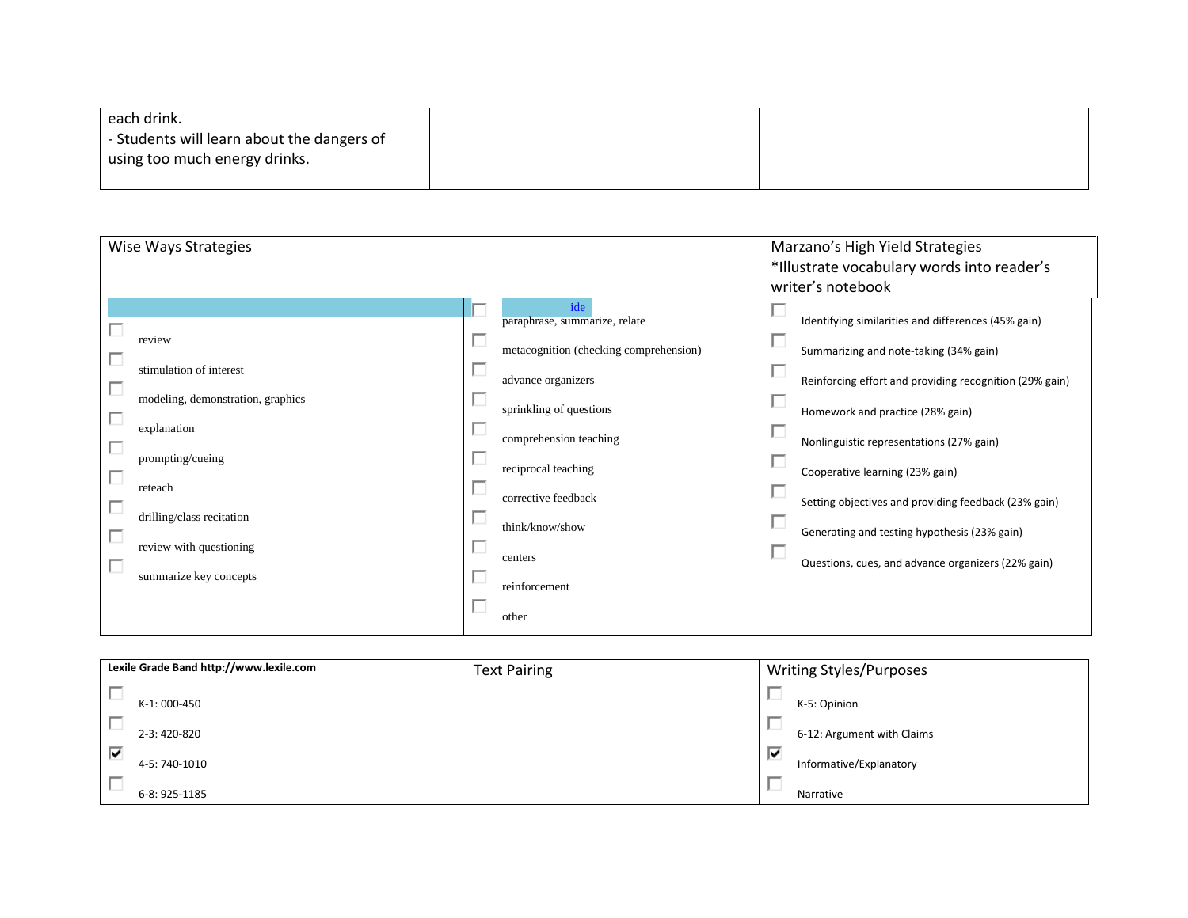| each drink.<br>- Students will learn about the dangers of using too much energy drinks. | | |
|---|---|---|

| Wise Ways Strategies | | Marzano's High Yield Strategies<br>*Illustrate vocabulary words into reader's writer's notebook |
|---|---|---|
| | ide | |
| ☐ review | ☐ paraphrase, summarize, relate | ☐ Identifying similarities and differences (45% gain) |
| ☐ stimulation of interest | ☐ metacognition (checking comprehension) | ☐ Summarizing and note-taking (34% gain) |
| ☐ modeling, demonstration, graphics | ☐ advance organizers | ☐ Reinforcing effort and providing recognition (29% gain) |
| ☐ explanation | ☐ sprinkling of questions | ☐ Homework and practice (28% gain) |
| ☐ prompting/cueing | ☐ comprehension teaching | ☐ Nonlinguistic representations (27% gain) |
| ☐ reteach | ☐ reciprocal teaching | ☐ Cooperative learning (23% gain) |
| ☐ drilling/class recitation | ☐ corrective feedback | ☐ Setting objectives and providing feedback (23% gain) |
| ☐ review with questioning | ☐ think/know/show | ☐ Generating and testing hypothesis (23% gain) |
| ☐ summarize key concepts | ☐ centers | ☐ Questions, cues, and advance organizers (22% gain) |
| | ☐ reinforcement | |
| | ☐ other | |

| Lexile Grade Band http://www.lexile.com | Text Pairing | Writing Styles/Purposes |
|---|---|---|
| ☐ K-1: 000-450 | | ☐ K-5: Opinion |
| ☐ 2-3: 420-820 | | ☐ 6-12: Argument with Claims |
| ☑ 4-5: 740-1010 | | ☑ Informative/Explanatory |
| ☐ 6-8: 925-1185 | | ☐ Narrative |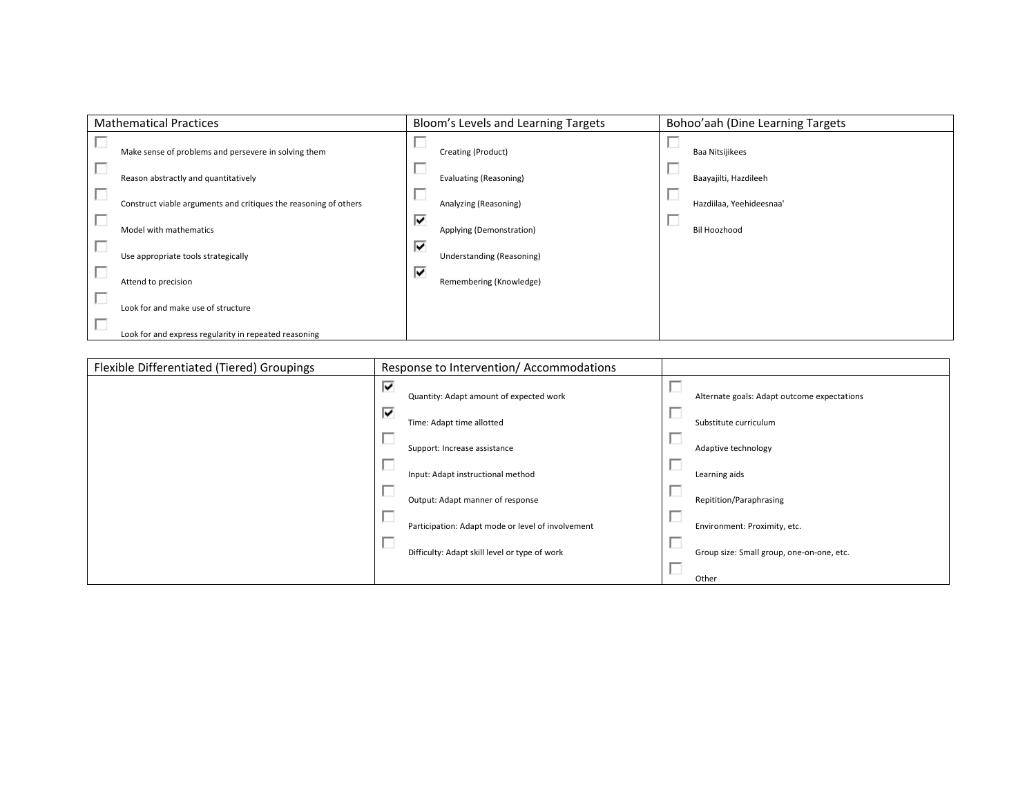| Mathematical Practices | Bloom's Levels and Learning Targets | Bohoo'aah (Dine Learning Targets |
|---|---|---|
| ☐ Make sense of problems and persevere in solving them | ☐ Creating (Product) | ☐ Baa Nitsijikees |
| ☐ Reason abstractly and quantitatively | ☐ Evaluating (Reasoning) | ☐ Baayajilti, Hazdileeh |
| ☐ Construct viable arguments and critiques the reasoning of others | ☐ Analyzing (Reasoning) | ☐ Hazdiilaa, Yeehideesnaa' |
| ☐ Model with mathematics | ☑ Applying (Demonstration) | ☐ Bil Hoozhood |
| ☐ Use appropriate tools strategically | ☑ Understanding (Reasoning) | |
| ☐ Attend to precision | ☑ Remembering (Knowledge) | |
| ☐ Look for and make use of structure | | |
| ☐ Look for and express regularity in repeated reasoning | | |

| Flexible Differentiated (Tiered) Groupings | Response to Intervention/ Accommodations | |
|---|---|---|
| | ☑ Quantity: Adapt amount of expected work | ☐ Alternate goals: Adapt outcome expectations |
| | ☑ Time: Adapt time allotted | ☐ Substitute curriculum |
| | ☐ Support: Increase assistance | ☐ Adaptive technology |
| | ☐ Input: Adapt instructional method | ☐ Learning aids |
| | ☐ Output: Adapt manner of response | ☐ Repitition/Paraphrasing |
| | ☐ Participation: Adapt mode or level of involvement | ☐ Environment: Proximity, etc. |
| | ☐ Difficulty: Adapt skill level or type of work | ☐ Group size: Small group, one-on-one, etc. |
| | | ☐ Other |